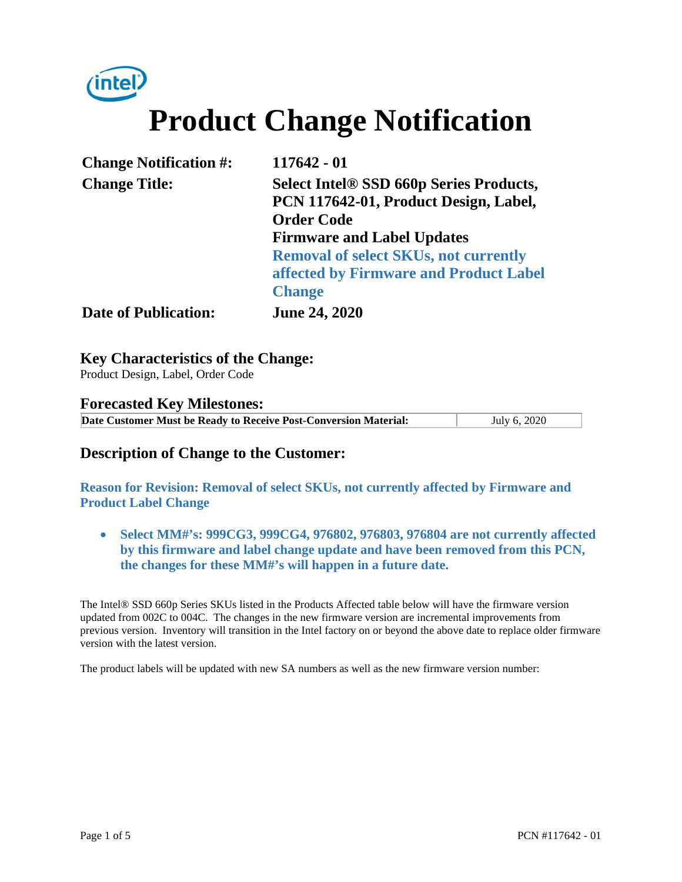# Product Change Notification

| | |
|---|---|
| **Change Notification #:** | **117642 - 01** |
| **Change Title:** | **Select Intel® SSD 660p Series Products, PCN 117642-01, Product Design, Label, Order Code** **Firmware and Label Updates** **Removal of select SKUs, not currently affected by Firmware and Product Label Change** |
| **Date of Publication:** | **June 24, 2020** |

## Key Characteristics of the Change:

Product Design, Label, Order Code

## Forecasted Key Milestones:

| **Date Customer Must be Ready to Receive Post-Conversion Material:** | July 6, 2020 |
|---|---|

## Description of Change to the Customer:

**Reason for Revision: Removal of select SKUs, not currently affected by Firmware and Product Label Change**

- **Select MM#'s: 999CG3, 999CG4, 976802, 976803, 976804 are not currently affected by this firmware and label change update and have been removed from this PCN, the changes for these MM#'s will happen in a future date.**

The Intel® SSD 660p Series SKUs listed in the Products Affected table below will have the firmware version updated from 002C to 004C. The changes in the new firmware version are incremental improvements from previous version. Inventory will transition in the Intel factory on or beyond the above date to replace older firmware version with the latest version.

The product labels will be updated with new SA numbers as well as the new firmware version number: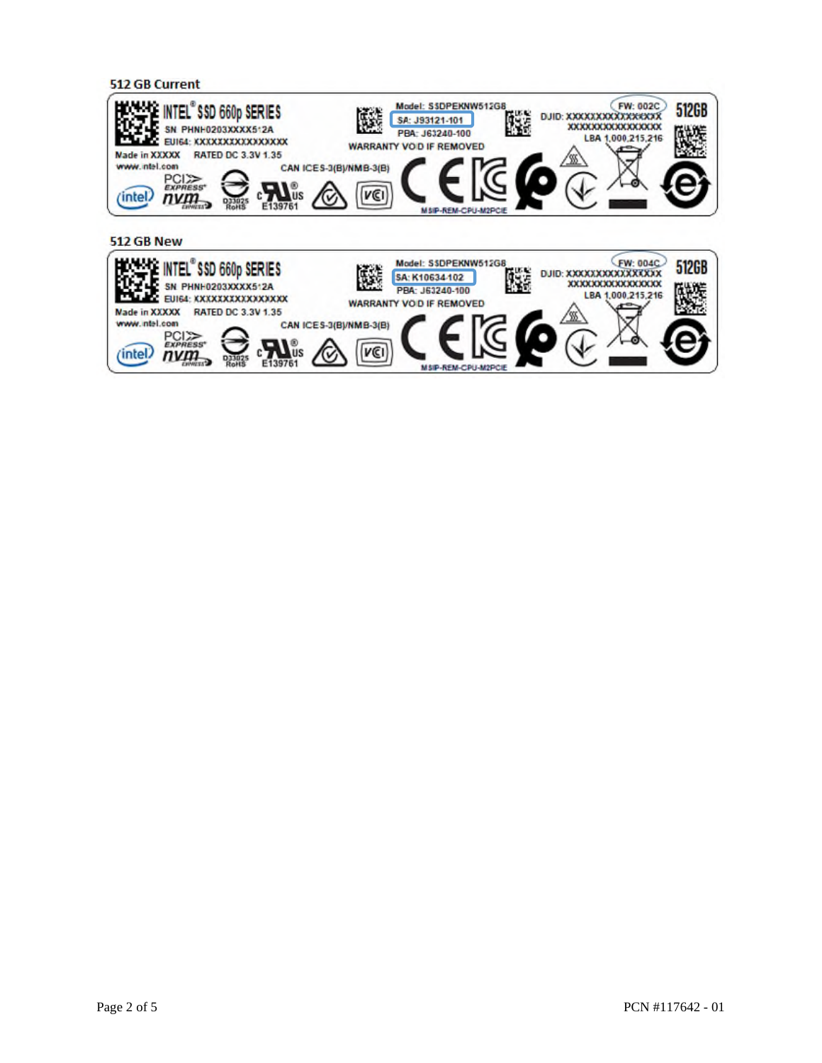512 GB Current

INTEL® SSD 660p SERIES
SN: PHNH0203XXXX512A
EUI64: XXXXXXXXXXXXXXXX
Made in XXXXX RATED DC 3.3V 1.35
www.intel.com

Model: SSDPEKNW512G8
SA: J93121-101
PBA: J63240-100
WARRANTY VOID IF REMOVED

FW: 002C
DJID: XXXXXXXXXXXXXXXX
XXXXXXXXXXXXXXXX
LBA 1,000,215,216
512GB

CAN ICES-3(B)/NMB-3(B)
E139761
MSIP-REM-CPU-M2PCIE

512 GB New

INTEL® SSD 660p SERIES
SN: PHNH0203XXXX512A
EUI64: XXXXXXXXXXXXXXXX
Made in XXXXX RATED DC 3.3V 1.35
www.intel.com

Model: SSDPEKNW512G8
SA: K10634-102
PBA: J63240-100
WARRANTY VOID IF REMOVED

FW: 004C
DJID: XXXXXXXXXXXXXXXX
XXXXXXXXXXXXXXXX
LBA 1,000,215,216
512GB

CAN ICES-3(B)/NMB-3(B)
E139761
MSIP-REM-CPU-M2PCIE

PCN #117642 - 01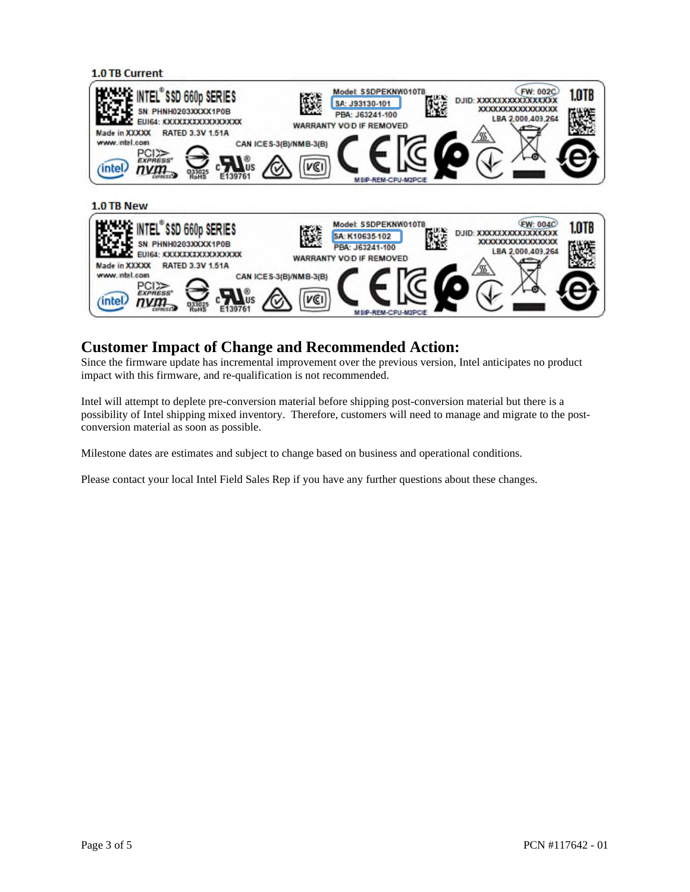**1.0 TB Current**

INTEL® SSD 660p SERIES
SN: PHNH0203XXXX1P0B
EUI64: XXXXXXXXXXXXXXXX
Made in XXXXX RATED 3.3V 1.51A
www.intel.com
Model: SSDPEKNW010T8
SA: J93130-101
PBA: J63241-100
WARRANTY VOID IF REMOVED
CAN ICES-3(B)/NMB-3(B)
DJID: XXXXXXXXXXXXXXXX XXXXXXXXXXXXXXXX
FW: 002C
1.0TB
LBA 2,000,409,264
D33025 RoHS
E139761
MSIP-REM-CPU-M2PCIE

**1.0 TB New**

INTEL® SSD 660p SERIES
SN: PHNH0203XXXX1P0B
EUI64: XXXXXXXXXXXXXXXX
Made in XXXXX RATED 3.3V 1.51A
www.intel.com
Model: SSDPEKNW010T8
SA: K10635-102
PBA: J63241-100
WARRANTY VOID IF REMOVED
CAN ICES-3(B)/NMB-3(B)
DJID: XXXXXXXXXXXXXXXX XXXXXXXXXXXXXXXX
FW: 004C
1.0TB
LBA 2,000,409,264
D33025 RoHS
E139761
MSIP-REM-CPU-M2PCIE

## Customer Impact of Change and Recommended Action:

Since the firmware update has incremental improvement over the previous version, Intel anticipates no product impact with this firmware, and re-qualification is not recommended.

Intel will attempt to deplete pre-conversion material before shipping post-conversion material but there is a possibility of Intel shipping mixed inventory. Therefore, customers will need to manage and migrate to the post-conversion material as soon as possible.

Milestone dates are estimates and subject to change based on business and operational conditions.

Please contact your local Intel Field Sales Rep if you have any further questions about these changes.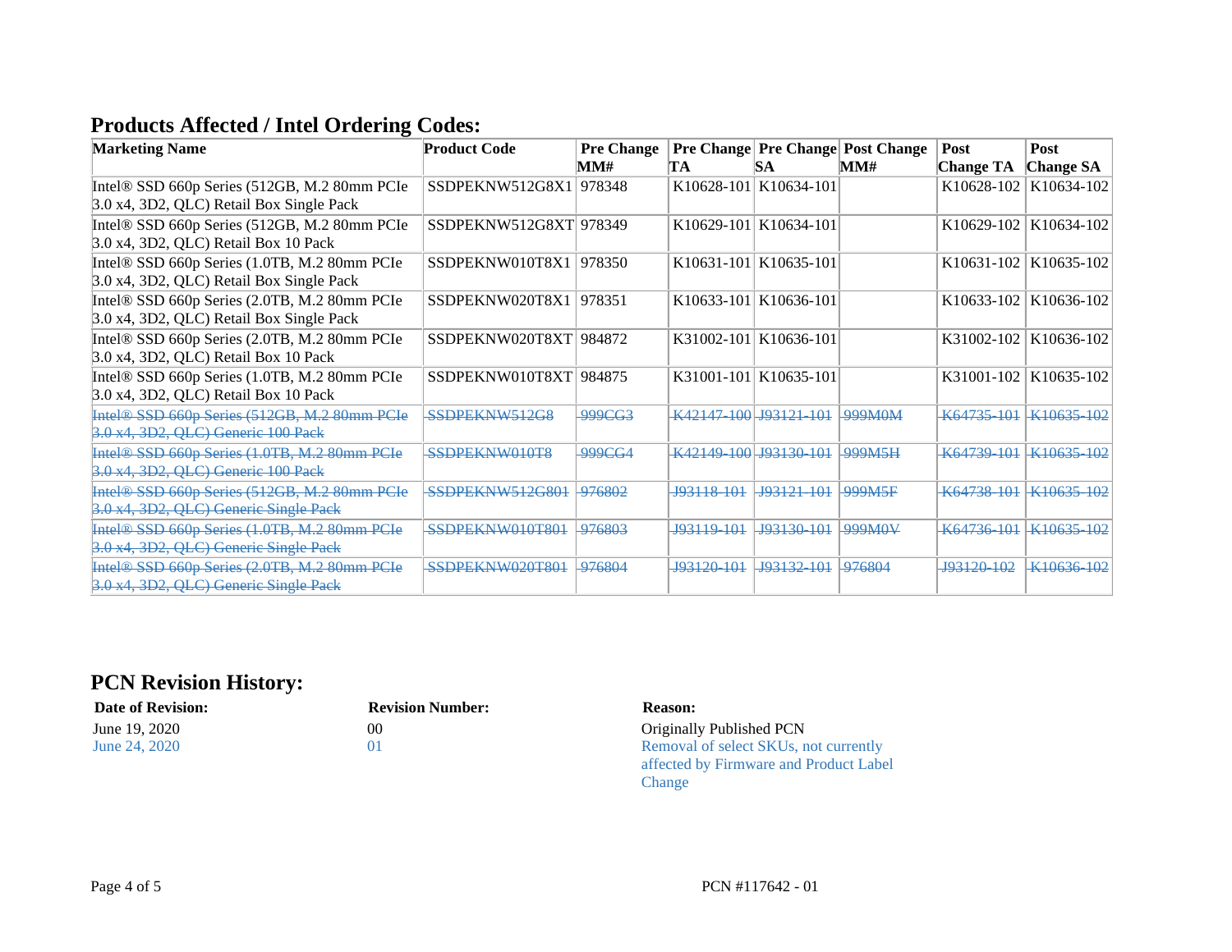## Products Affected / Intel Ordering Codes:

| Marketing Name | Product Code | Pre Change MM# | Pre Change TA | Pre Change SA | Post Change MM# | Post Change TA | Post Change SA |
|---|---|---|---|---|---|---|---|
| Intel® SSD 660p Series (512GB, M.2 80mm PCIe 3.0 x4, 3D2, QLC) Retail Box Single Pack | SSDPEKNW512G8X1 | 978348 | K10628-101 | K10634-101 | | K10628-102 | K10634-102 |
| Intel® SSD 660p Series (512GB, M.2 80mm PCIe 3.0 x4, 3D2, QLC) Retail Box 10 Pack | SSDPEKNW512G8XT | 978349 | K10629-101 | K10634-101 | | K10629-102 | K10634-102 |
| Intel® SSD 660p Series (1.0TB, M.2 80mm PCIe 3.0 x4, 3D2, QLC) Retail Box Single Pack | SSDPEKNW010T8X1 | 978350 | K10631-101 | K10635-101 | | K10631-102 | K10635-102 |
| Intel® SSD 660p Series (2.0TB, M.2 80mm PCIe 3.0 x4, 3D2, QLC) Retail Box Single Pack | SSDPEKNW020T8X1 | 978351 | K10633-101 | K10636-101 | | K10633-102 | K10636-102 |
| Intel® SSD 660p Series (2.0TB, M.2 80mm PCIe 3.0 x4, 3D2, QLC) Retail Box 10 Pack | SSDPEKNW020T8XT | 984872 | K31002-101 | K10636-101 | | K31002-102 | K10636-102 |
| Intel® SSD 660p Series (1.0TB, M.2 80mm PCIe 3.0 x4, 3D2, QLC) Retail Box 10 Pack | SSDPEKNW010T8XT | 984875 | K31001-101 | K10635-101 | | K31001-102 | K10635-102 |
| ~~Intel® SSD 660p Series (512GB, M.2 80mm PCIe 3.0 x4, 3D2, QLC) Generic 100 Pack~~ | ~~SSDPEKNW512G8~~ | ~~999CG3~~ | ~~K42147-100~~ | ~~J93121-101~~ | ~~999M0M~~ | ~~K64735-101~~ | ~~K10635-102~~ |
| ~~Intel® SSD 660p Series (1.0TB, M.2 80mm PCIe 3.0 x4, 3D2, QLC) Generic 100 Pack~~ | ~~SSDPEKNW010T8~~ | ~~999CG4~~ | ~~K42149-100~~ | ~~J93130-101~~ | ~~999M5H~~ | ~~K64739-101~~ | ~~K10635-102~~ |
| ~~Intel® SSD 660p Series (512GB, M.2 80mm PCIe 3.0 x4, 3D2, QLC) Generic Single Pack~~ | ~~SSDPEKNW512G801~~ | ~~976802~~ | ~~J93118-101~~ | ~~J93121-101~~ | ~~999M5F~~ | ~~K64738-101~~ | ~~K10635-102~~ |
| ~~Intel® SSD 660p Series (1.0TB, M.2 80mm PCIe 3.0 x4, 3D2, QLC) Generic Single Pack~~ | ~~SSDPEKNW010T801~~ | ~~976803~~ | ~~J93119-101~~ | ~~J93130-101~~ | ~~999M0V~~ | ~~K64736-101~~ | ~~K10635-102~~ |
| ~~Intel® SSD 660p Series (2.0TB, M.2 80mm PCIe 3.0 x4, 3D2, QLC) Generic Single Pack~~ | ~~SSDPEKNW020T801~~ | ~~976804~~ | ~~J93120-101~~ | ~~J93132-101~~ | ~~976804~~ | ~~J93120-102~~ | ~~K10636-102~~ |

## PCN Revision History:

| Date of Revision: | Revision Number: | Reason: |
|---|---|---|
| June 19, 2020 | 00 | Originally Published PCN |
| June 24, 2020 | 01 | Removal of select SKUs, not currently affected by Firmware and Product Label Change |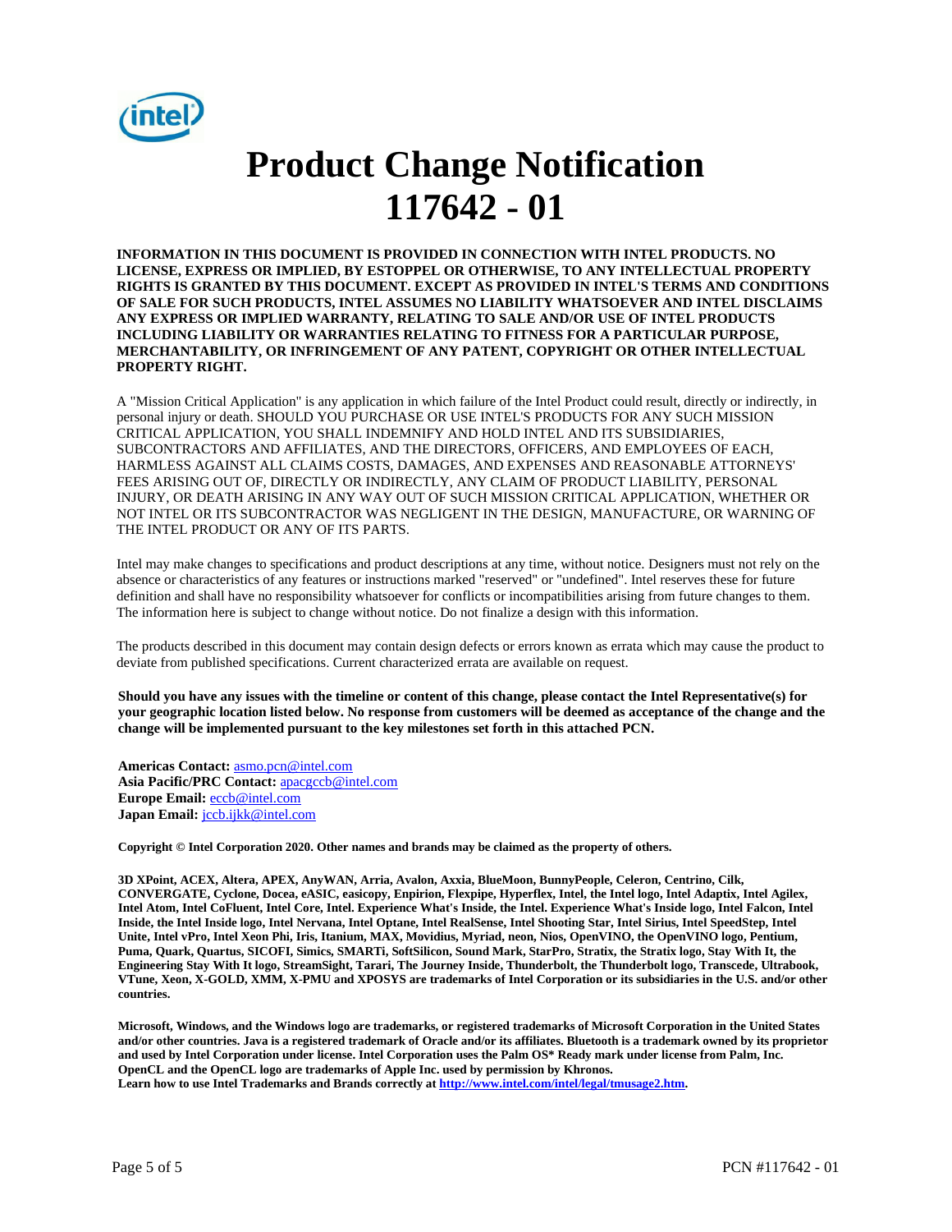# Product Change Notification 117642 - 01

**INFORMATION IN THIS DOCUMENT IS PROVIDED IN CONNECTION WITH INTEL PRODUCTS. NO LICENSE, EXPRESS OR IMPLIED, BY ESTOPPEL OR OTHERWISE, TO ANY INTELLECTUAL PROPERTY RIGHTS IS GRANTED BY THIS DOCUMENT. EXCEPT AS PROVIDED IN INTEL'S TERMS AND CONDITIONS OF SALE FOR SUCH PRODUCTS, INTEL ASSUMES NO LIABILITY WHATSOEVER AND INTEL DISCLAIMS ANY EXPRESS OR IMPLIED WARRANTY, RELATING TO SALE AND/OR USE OF INTEL PRODUCTS INCLUDING LIABILITY OR WARRANTIES RELATING TO FITNESS FOR A PARTICULAR PURPOSE, MERCHANTABILITY, OR INFRINGEMENT OF ANY PATENT, COPYRIGHT OR OTHER INTELLECTUAL PROPERTY RIGHT.**

A "Mission Critical Application" is any application in which failure of the Intel Product could result, directly or indirectly, in personal injury or death. SHOULD YOU PURCHASE OR USE INTEL'S PRODUCTS FOR ANY SUCH MISSION CRITICAL APPLICATION, YOU SHALL INDEMNIFY AND HOLD INTEL AND ITS SUBSIDIARIES, SUBCONTRACTORS AND AFFILIATES, AND THE DIRECTORS, OFFICERS, AND EMPLOYEES OF EACH, HARMLESS AGAINST ALL CLAIMS COSTS, DAMAGES, AND EXPENSES AND REASONABLE ATTORNEYS' FEES ARISING OUT OF, DIRECTLY OR INDIRECTLY, ANY CLAIM OF PRODUCT LIABILITY, PERSONAL INJURY, OR DEATH ARISING IN ANY WAY OUT OF SUCH MISSION CRITICAL APPLICATION, WHETHER OR NOT INTEL OR ITS SUBCONTRACTOR WAS NEGLIGENT IN THE DESIGN, MANUFACTURE, OR WARNING OF THE INTEL PRODUCT OR ANY OF ITS PARTS.

Intel may make changes to specifications and product descriptions at any time, without notice. Designers must not rely on the absence or characteristics of any features or instructions marked "reserved" or "undefined". Intel reserves these for future definition and shall have no responsibility whatsoever for conflicts or incompatibilities arising from future changes to them. The information here is subject to change without notice. Do not finalize a design with this information.

The products described in this document may contain design defects or errors known as errata which may cause the product to deviate from published specifications. Current characterized errata are available on request.

**Should you have any issues with the timeline or content of this change, please contact the Intel Representative(s) for your geographic location listed below. No response from customers will be deemed as acceptance of the change and the change will be implemented pursuant to the key milestones set forth in this attached PCN.**

**Americas Contact:** asmo.pcn@intel.com
**Asia Pacific/PRC Contact:** apacgccb@intel.com
**Europe Email:** eccb@intel.com
**Japan Email:** jccb.ijkk@intel.com

**Copyright © Intel Corporation 2020. Other names and brands may be claimed as the property of others.**

**3D XPoint, ACEX, Altera, APEX, AnyWAN, Arria, Avalon, Axxia, BlueMoon, BunnyPeople, Celeron, Centrino, Cilk, CONVERGATE, Cyclone, Docea, eASIC, easicopy, Enpirion, Flexpipe, Hyperflex, Intel, the Intel logo, Intel Adaptix, Intel Agilex, Intel Atom, Intel CoFluent, Intel Core, Intel. Experience What's Inside, the Intel. Experience What's Inside logo, Intel Falcon, Intel Inside, the Intel Inside logo, Intel Nervana, Intel Optane, Intel RealSense, Intel Shooting Star, Intel Sirius, Intel SpeedStep, Intel Unite, Intel vPro, Intel Xeon Phi, Iris, Itanium, MAX, Movidius, Myriad, neon, Nios, OpenVINO, the OpenVINO logo, Pentium, Puma, Quark, Quartus, SICOFI, Simics, SMARTi, SoftSilicon, Sound Mark, StarPro, Stratix, the Stratix logo, Stay With It, the Engineering Stay With It logo, StreamSight, Tarari, The Journey Inside, Thunderbolt, the Thunderbolt logo, Transcede, Ultrabook, VTune, Xeon, X-GOLD, XMM, X-PMU and XPOSYS are trademarks of Intel Corporation or its subsidiaries in the U.S. and/or other countries.**

**Microsoft, Windows, and the Windows logo are trademarks, or registered trademarks of Microsoft Corporation in the United States and/or other countries. Java is a registered trademark of Oracle and/or its affiliates. Bluetooth is a trademark owned by its proprietor and used by Intel Corporation under license. Intel Corporation uses the Palm OS* Ready mark under license from Palm, Inc. OpenCL and the OpenCL logo are trademarks of Apple Inc. used by permission by Khronos.**
**Learn how to use Intel Trademarks and Brands correctly at http://www.intel.com/intel/legal/tmusage2.htm.**